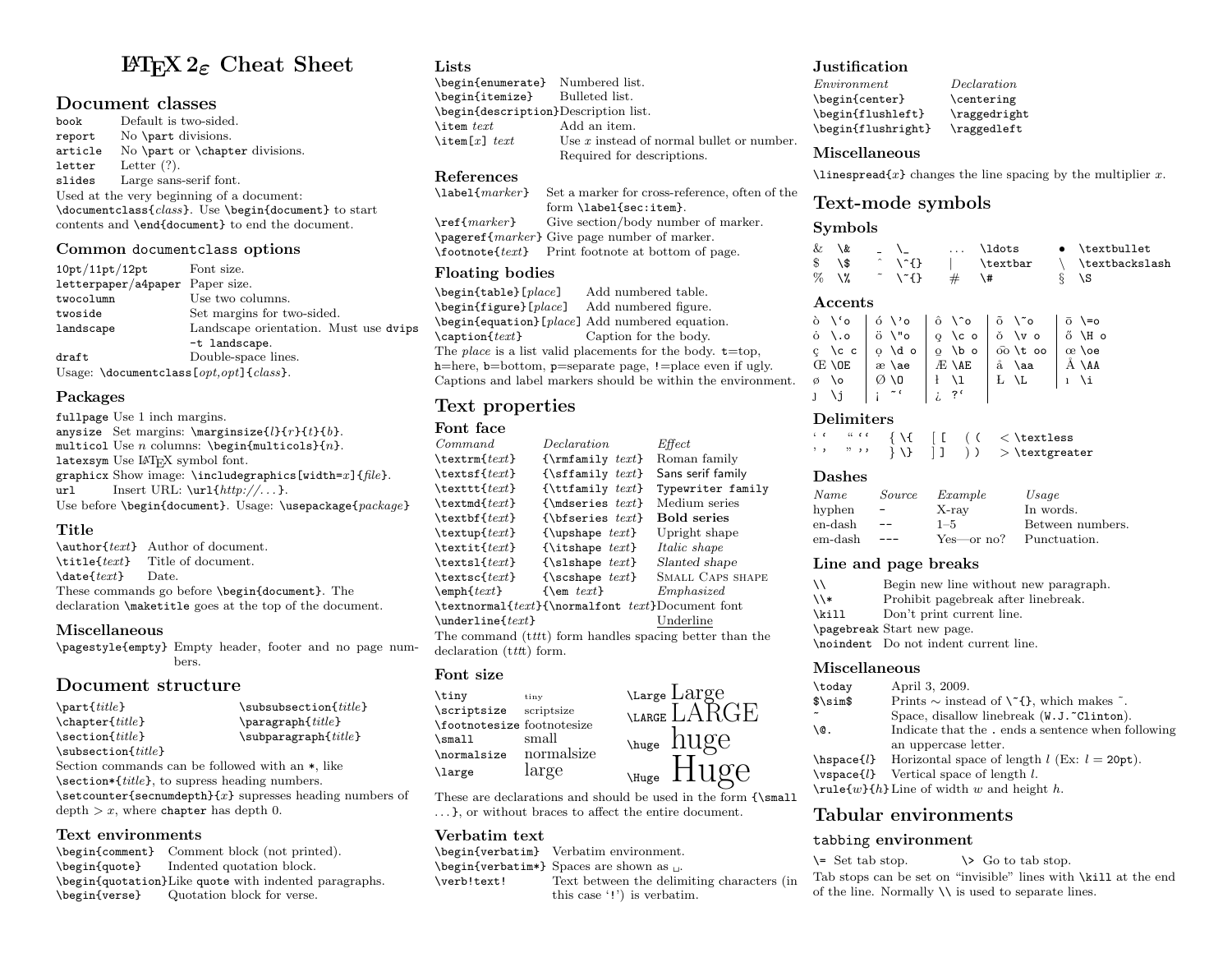# LaTeX 2ε Cheat Sheet

## Document classes

| | |
|---|---|
| `book` | Default is two-sided. |
| `report` | No `\part` divisions. |
| `article` | No `\part` or `\chapter` divisions. |
| `letter` | Letter (?). |
| `slides` | Large sans-serif font. |

Used at the very beginning of a document: `\documentclass{`*class*`}`. Use `\begin{document}` to start contents and `\end{document}` to end the document.

### Common `documentclass` options

| | |
|---|---|
| `10pt/11pt/12pt` | Font size. |
| `letterpaper/a4paper` | Paper size. |
| `twocolumn` | Use two columns. |
| `twoside` | Set margins for two-sided. |
| `landscape` | Landscape orientation. Must use `dvips -t landscape`. |
| `draft` | Double-space lines. |

Usage: `\documentclass[`*opt,opt*`]{`*class*`}`.

### Packages

| | |
|---|---|
| `fullpage` | Use 1 inch margins. |
| `anysize` | Set margins: `\marginsize{`*l*`}{`*r*`}{`*t*`}{`*b*`}`. |
| `multicol` | Use *n* columns: `\begin{multicols}{`*n*`}`. |
| `latexsym` | Use LaTeX symbol font. |
| `graphicx` | Show image: `\includegraphics[width=`*x*`]{`*file*`}`. |
| `url` | Insert URL: `\url{`*http://...*`}`. |

Use before `\begin{document}`. Usage: `\usepackage{`*package*`}`

### Title

| | |
|---|---|
| `\author{`*text*`}` | Author of document. |
| `\title{`*text*`}` | Title of document. |
| `\date{`*text*`}` | Date. |

These commands go before `\begin{document}`. The declaration `\maketitle` goes at the top of the document.

### Miscellaneous

| | |
|---|---|
| `\pagestyle{empty}` | Empty header, footer and no page numbers. |

## Document structure

| | |
|---|---|
| `\part{`*title*`}` | `\subsubsection{`*title*`}` |
| `\chapter{`*title*`}` | `\paragraph{`*title*`}` |
| `\section{`*title*`}` | `\subparagraph{`*title*`}` |
| `\subsection{`*title*`}` | |

Section commands can be followed with an `*`, like `\section*{`*title*`}`, to supress heading numbers.

`\setcounter{secnumdepth}{`*x*`}` supresses heading numbers of depth $> x$, where `chapter` has depth 0.

### Text environments

| | |
|---|---|
| `\begin{comment}` | Comment block (not printed). |
| `\begin{quote}` | Indented quotation block. |
| `\begin{quotation}` | Like `quote` with indented paragraphs. |
| `\begin{verse}` | Quotation block for verse. |

### Lists

| | |
|---|---|
| `\begin{enumerate}` | Numbered list. |
| `\begin{itemize}` | Bulleted list. |
| `\begin{description}` | Description list. |
| `\item` *text* | Add an item. |
| `\item[`*x*`]` *text* | Use *x* instead of normal bullet or number. Required for descriptions. |

### References

| | |
|---|---|
| `\label{`*marker*`}` | Set a marker for cross-reference, often of the form `\label{sec:item}`. |
| `\ref{`*marker*`}` | Give section/body number of marker. |
| `\pageref{`*marker*`}` | Give page number of marker. |
| `\footnote{`*text*`}` | Print footnote at bottom of page. |

### Floating bodies

| | |
|---|---|
| `\begin{table}[`*place*`]` | Add numbered table. |
| `\begin{figure}[`*place*`]` | Add numbered figure. |
| `\begin{equation}[`*place*`]` | Add numbered equation. |
| `\caption{`*text*`}` | Caption for the body. |

The *place* is a list valid placements for the body. `t`=top, `h`=here, `b`=bottom, `p`=separate page, `!`=place even if ugly. Captions and label markers should be within the environment.

## Text properties

### Font face

| *Command* | *Declaration* | *Effect* |
|---|---|---|
| `\textrm{`*text*`}` | `{\rmfamily` *text*`}` | Roman family |
| `\textsf{`*text*`}` | `{\sffamily` *text*`}` | Sans serif family |
| `\texttt{`*text*`}` | `{\ttfamily` *text*`}` | `Typewriter family` |
| `\textmd{`*text*`}` | `{\mdseries` *text*`}` | Medium series |
| `\textbf{`*text*`}` | `{\bfseries` *text*`}` | **Bold series** |
| `\textup{`*text*`}` | `{\upshape` *text*`}` | Upright shape |
| `\textit{`*text*`}` | `{\itshape` *text*`}` | *Italic shape* |
| `\textsl{`*text*`}` | `{\slshape` *text*`}` | *Slanted shape* |
| `\textsc{`*text*`}` | `{\scshape` *text*`}` | Small Caps shape |
| `\emph{`*text*`}` | `{\em` *text*`}` | *Emphasized* |
| `\textnormal{`*text*`}` | `{\normalfont` *text*`}` | Document font |
| `\underline{`*text*`}` | | Underline |

The command (*tttt*) form handles spacing better than the declaration (*tttt*) form.

### Font size

| | | | |
|---|---|---|---|
| `\tiny` | tiny | `\Large` | Large |
| `\scriptsize` | scriptsize | `\LARGE` | LARGE |
| `\footnotesize` | footnotesize | `\huge` | huge |
| `\small` | small | `\Huge` | Huge |
| `\normalsize` | normalsize | | |
| `\large` | large | | |

These are declarations and should be used in the form `{\small` ...`}`, or without braces to affect the entire document.

### Verbatim text

| | |
|---|---|
| `\begin{verbatim}` | Verbatim environment. |
| `\begin{verbatim*}` | Spaces are shown as ␣. |
| `\verb!text!` | Text between the delimiting characters (in this case '`!`') is verbatim. |

### Justification

| *Environment* | *Declaration* |
|---|---|
| `\begin{center}` | `\centering` |
| `\begin{flushleft}` | `\raggedright` |
| `\begin{flushright}` | `\raggedleft` |

### Miscellaneous

`\linespread{`*x*`}` changes the line spacing by the multiplier *x*.

## Text-mode symbols

### Symbols

| | | | | | | | |
|---|---|---|---|---|---|---|---|
| & | `\&` | _ | `\_` | ... | `\ldots` | • | `\textbullet` |
| $ | `\$` | ^ | `\^{}` | \| | `\textbar` | \ | `\textbackslash` |
| % | `\%` | ~ | `\~{}` | # | `\#` | § | `\S` |

### Accents

| | | | | | | | | | |
|---|---|---|---|---|---|---|---|---|---|
| ò | `\'o` | ó | `\'o` | ô | `\^o` | õ | `\~o` | ō | `\=o` |
| ȯ | `\.o` | ö | `\"o` | ǫ | `\c o` | ǒ | `\v o` | ő | `\H o` |
| ç | `\c c` | ọ | `\d o` | o̲ | `\b o` | o͡o | `\t oo` | œ | `\oe` |
| Œ | `\OE` | æ | `\ae` | Æ | `\AE` | å | `\aa` | Å | `\AA` |
| ø | `\o` | Ø | `\O` | ł | `\l` | Ł | `\L` | ı | `\i` |
| ȷ | `\j` | ¡ | `~'` | ¿ | `?'` | | | | |

### Delimiters

| | | | | | | | | | | | | | |
|---|---|---|---|---|---|---|---|---|---|---|---|---|---|
| ' | ` | " | `` | { | `\{` | [ | `[` | ( | `(` | < | `\textless` |
| ' | ' | " | '' | } | `\}` | ] | `]` | ) | `)` | > | `\textgreater` |

### Dashes

| *Name* | *Source* | *Example* | *Usage* |
|---|---|---|---|
| hyphen | `-` | X-ray | In words. |
| en-dash | `--` | 1–5 | Between numbers. |
| em-dash | `---` | Yes—or no? | Punctuation. |

### Line and page breaks

| | |
|---|---|
| `\\` | Begin new line without new paragraph. |
| `\\*` | Prohibit pagebreak after linebreak. |
| `\kill` | Don't print current line. |
| `\pagebreak` | Start new page. |
| `\noindent` | Do not indent current line. |

### Miscellaneous

| | |
|---|---|
| `\today` | April 3, 2009. |
| `$\sim$` | Prints ∼ instead of `\~{}`, which makes ˜. |
| `~` | Space, disallow linebreak (`W.J.~Clinton`). |
| `\@.` | Indicate that the `.` ends a sentence when following an uppercase letter. |
| `\hspace{`*l*`}` | Horizontal space of length *l* (Ex: $l =$ `20pt`). |
| `\vspace{`*l*`}` | Vertical space of length *l*. |
| `\rule{`*w*`}{`*h*`}` | Line of width *w* and height *h*. |

## Tabular environments

### `tabbing` environment

`\=` Set tab stop. `\>` Go to tab stop.

Tab stops can be set on "invisible" lines with `\kill` at the end of the line. Normally `\\` is used to separate lines.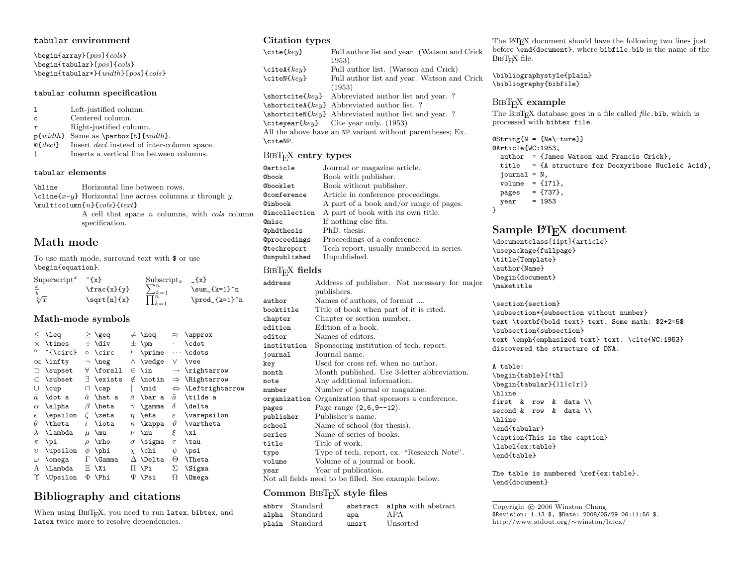### tabular environment

```
\begin{array}[pos]{cols}
\begin{tabular}[pos]{cols}
\begin{tabular*}{width}[pos]{cols}
```

### tabular column specification

| | |
|---|---|
| `l` | Left-justified column. |
| `c` | Centered column. |
| `r` | Right-justified column. |
| `p{width}` | Same as `\parbox[t]{width}`. |
| `@{decl}` | Insert *decl* instead of inter-column space. |
| `\|` | Inserts a vertical line between columns. |

### tabular elements

| | |
|---|---|
| `\hline` | Horizontal line between rows. |
| `\cline{x-y}` | Horizontal line across columns $x$ through $y$. |
| `\multicolumn{n}{cols}{text}` | A cell that spans $n$ columns, with *cols* column specification. |

## Math mode

To use math mode, surround text with `$` or use `\begin{equation}`.

| | | | |
|---|---|---|---|
| Superscript$^x$ | `^{x}` | Subscript$_x$ | `_{x}` |
| $\frac{x}{y}$ | `\frac{x}{y}` | $\sum_{k=1}^n$ | `\sum_{k=1}^n` |
| $\sqrt[n]{x}$ | `\sqrt[n]{x}` | $\prod_{k=1}^n$ | `\prod_{k=1}^n` |

### Math-mode symbols

| | | | | | | | |
|---|---|---|---|---|---|---|---|
| $\leq$ | `\leq` | $\geq$ | `\geq` | $\neq$ | `\neq` | $\approx$ | `\approx` |
| $\times$ | `\times` | $\div$ | `\div` | $\pm$ | `\pm` | $\cdot$ | `\cdot` |
| $^{\circ}$ | `^{\circ}` | $\circ$ | `\circ` | $\prime$ | `\prime` | $\cdots$ | `\cdots` |
| $\infty$ | `\infty` | $\neg$ | `\neg` | $\wedge$ | `\wedge` | $\vee$ | `\vee` |
| $\supset$ | `\supset` | $\forall$ | `\forall` | $\in$ | `\in` | $\rightarrow$ | `\rightarrow` |
| $\subset$ | `\subset` | $\exists$ | `\exists` | $\notin$ | `\notin` | $\Rightarrow$ | `\Rightarrow` |
| $\cup$ | `\cup` | $\cap$ | `\cap` | $\mid$ | `\mid` | $\Leftrightarrow$ | `\Leftrightarrow` |
| $\dot a$ | `\dot a` | $\hat a$ | `\hat a` | $\bar a$ | `\bar a` | $\tilde a$ | `\tilde a` |
| $\alpha$ | `\alpha` | $\beta$ | `\beta` | $\gamma$ | `\gamma` | $\delta$ | `\delta` |
| $\epsilon$ | `\epsilon` | $\zeta$ | `\zeta` | $\eta$ | `\eta` | $\varepsilon$ | `\varepsilon` |
| $\theta$ | `\theta` | $\iota$ | `\iota` | $\kappa$ | `\kappa` | $\vartheta$ | `\vartheta` |
| $\lambda$ | `\lambda` | $\mu$ | `\mu` | $\nu$ | `\nu` | $\xi$ | `\xi` |
| $\pi$ | `\pi` | $\rho$ | `\rho` | $\sigma$ | `\sigma` | $\tau$ | `\tau` |
| $\upsilon$ | `\upsilon` | $\phi$ | `\phi` | $\chi$ | `\chi` | $\psi$ | `\psi` |
| $\omega$ | `\omega` | $\Gamma$ | `\Gamma` | $\Delta$ | `\Delta` | $\Theta$ | `\Theta` |
| $\Lambda$ | `\Lambda` | $\Xi$ | `\Xi` | $\Pi$ | `\Pi` | $\Sigma$ | `\Sigma` |
| $\Upsilon$ | `\Upsilon` | $\Phi$ | `\Phi` | $\Psi$ | `\Psi` | $\Omega$ | `\Omega` |

## Bibliography and citations

When using BibTeX, you need to run `latex`, `bibtex`, and `latex` twice more to resolve dependencies.

### Citation types

| | |
|---|---|
| `\cite{key}` | Full author list and year. (Watson and Crick 1953) |
| `\citeA{key}` | Full author list. (Watson and Crick) |
| `\citeN{key}` | Full author list and year. Watson and Crick (1953) |
| `\shortcite{key}` | Abbreviated author list and year. ? |
| `\shortciteA{key}` | Abbreviated author list. ? |
| `\shortciteN{key}` | Abbreviated author list and year. ? |
| `\citeyear{key}` | Cite year only. (1953) |

All the above have an `NP` variant without parentheses; Ex. `\citeNP`.

### BibTeX entry types

| | |
|---|---|
| `@article` | Journal or magazine article. |
| `@book` | Book with publisher. |
| `@booklet` | Book without publisher. |
| `@conference` | Article in conference proceedings. |
| `@inbook` | A part of a book and/or range of pages. |
| `@incollection` | A part of book with its own title. |
| `@misc` | If nothing else fits. |
| `@phdthesis` | PhD. thesis. |
| `@proceedings` | Proceedings of a conference. |
| `@techreport` | Tech report, usually numbered in series. |
| `@unpublished` | Unpublished. |

### BibTeX fields

| | |
|---|---|
| `address` | Address of publisher. Not necessary for major publishers. |
| `author` | Names of authors, of format .... |
| `booktitle` | Title of book when part of it is cited. |
| `chapter` | Chapter or section number. |
| `edition` | Edition of a book. |
| `editor` | Names of editors. |
| `institution` | Sponsoring institution of tech. report. |
| `journal` | Journal name. |
| `key` | Used for cross ref. when no author. |
| `month` | Month published. Use 3-letter abbreviation. |
| `note` | Any additional information. |
| `number` | Number of journal or magazine. |
| `organization` | Organization that sponsors a conference. |
| `pages` | Page range (`2,6,9--12`). |
| `publisher` | Publisher's name. |
| `school` | Name of school (for thesis). |
| `series` | Name of series of books. |
| `title` | Title of work. |
| `type` | Type of tech. report, ex. "Research Note". |
| `volume` | Volume of a journal or book. |
| `year` | Year of publication. |

Not all fields need to be filled. See example below.

### Common BibTeX style files

| | | | |
|---|---|---|---|
| `abbrv` | Standard | `abstract` | `alpha` with abstract |
| `alpha` | Standard | `apa` | APA |
| `plain` | Standard | `unsrt` | Unsorted |

The LaTeX document should have the following two lines just before `\end{document}`, where `bibfile.bib` is the name of the BibTeX file.

```
\bibliographystyle{plain}
\bibliography{bibfile}
```

### BibTeX example

The BibTeX database goes in a file called *file*`.bib`, which is processed with `bibtex file`.

```
@String{N = {Na\-ture}}
@Article{WC:1953,
  author  = {James Watson and Francis Crick},
  title   = {A structure for Deoxyribose Nucleic Acid},
  journal = N,
  volume  = {171},
  pages   = {737},
  year    = 1953
}
```

## Sample LaTeX document

```
\documentclass[11pt]{article}
\usepackage{fullpage}
\title{Template}
\author{Name}
\begin{document}
\maketitle

\section{section}
\subsection*{subsection without number}
text \textbf{bold text} text. Some math: $2+2=5$
\subsection{subsection}
text \emph{emphasized text} text. \cite{WC:1953}
discovered the structure of DNA.

A table:
\begin{table}[!th]
\begin{tabular}{|l|c|r|}
\hline
first  &  row  &  data \\
second &  row  &  data \\
\hline
\end{tabular}
\caption{This is the caption}
\label{ex:table}
\end{table}

The table is numbered \ref{ex:table}.
\end{document}
```

Copyright © 2006 Winston Chang
$Revision: 1.13 $, $Date: 2008/05/29 06:11:56 $.
http://www.stdout.org/~winston/latex/